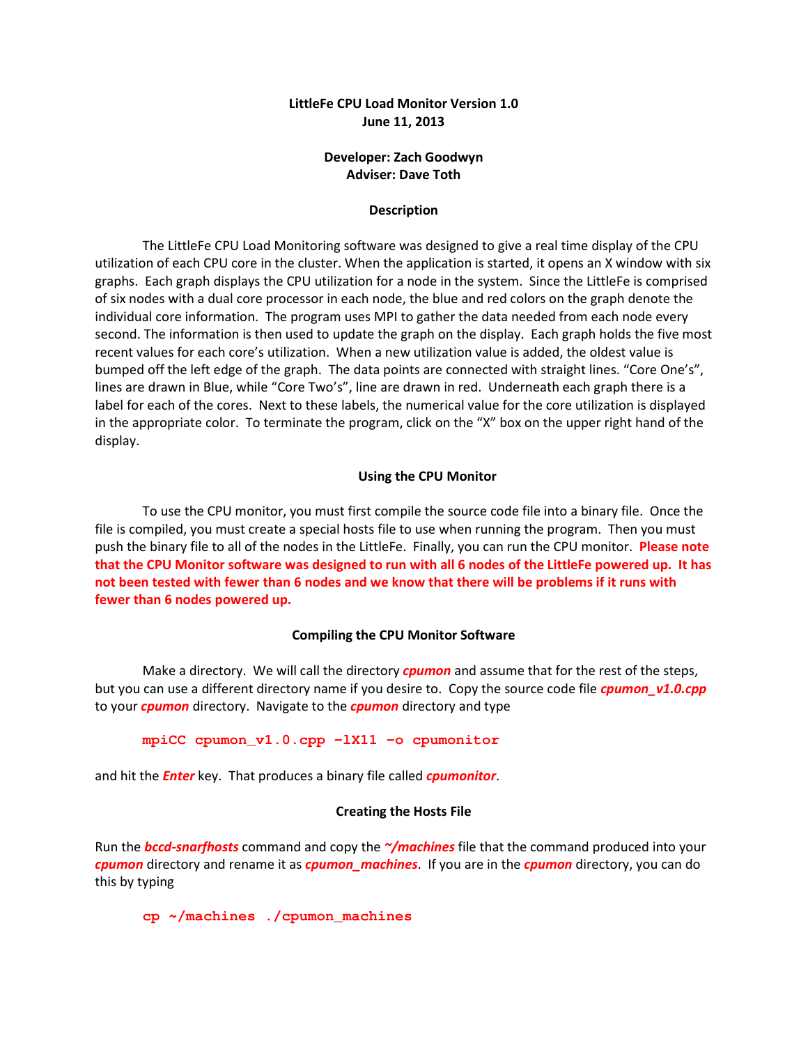**LittleFe CPU Load Monitor Version 1.0**
**June 11, 2013**

**Developer: Zach Goodwyn**
**Adviser: Dave Toth**

## Description

The LittleFe CPU Load Monitoring software was designed to give a real time display of the CPU utilization of each CPU core in the cluster. When the application is started, it opens an X window with six graphs. Each graph displays the CPU utilization for a node in the system. Since the LittleFe is comprised of six nodes with a dual core processor in each node, the blue and red colors on the graph denote the individual core information. The program uses MPI to gather the data needed from each node every second. The information is then used to update the graph on the display. Each graph holds the five most recent values for each core's utilization. When a new utilization value is added, the oldest value is bumped off the left edge of the graph. The data points are connected with straight lines. "Core One's", lines are drawn in Blue, while "Core Two's", line are drawn in red. Underneath each graph there is a label for each of the cores. Next to these labels, the numerical value for the core utilization is displayed in the appropriate color. To terminate the program, click on the "X" box on the upper right hand of the display.

## Using the CPU Monitor

To use the CPU monitor, you must first compile the source code file into a binary file. Once the file is compiled, you must create a special hosts file to use when running the program. Then you must push the binary file to all of the nodes in the LittleFe. Finally, you can run the CPU monitor. **Please note that the CPU Monitor software was designed to run with all 6 nodes of the LittleFe powered up. It has not been tested with fewer than 6 nodes and we know that there will be problems if it runs with fewer than 6 nodes powered up.**

## Compiling the CPU Monitor Software

Make a directory. We will call the directory ***cpumon*** and assume that for the rest of the steps, but you can use a different directory name if you desire to. Copy the source code file ***cpumon_v1.0.cpp*** to your ***cpumon*** directory. Navigate to the ***cpumon*** directory and type

```
mpiCC cpumon_v1.0.cpp –lX11 –o cpumonitor
```

and hit the ***Enter*** key. That produces a binary file called ***cpumonitor***.

## Creating the Hosts File

Run the ***bccd-snarfhosts*** command and copy the ***~/machines*** file that the command produced into your ***cpumon*** directory and rename it as ***cpumon_machines***. If you are in the ***cpumon*** directory, you can do this by typing

```
cp ~/machines ./cpumon_machines
```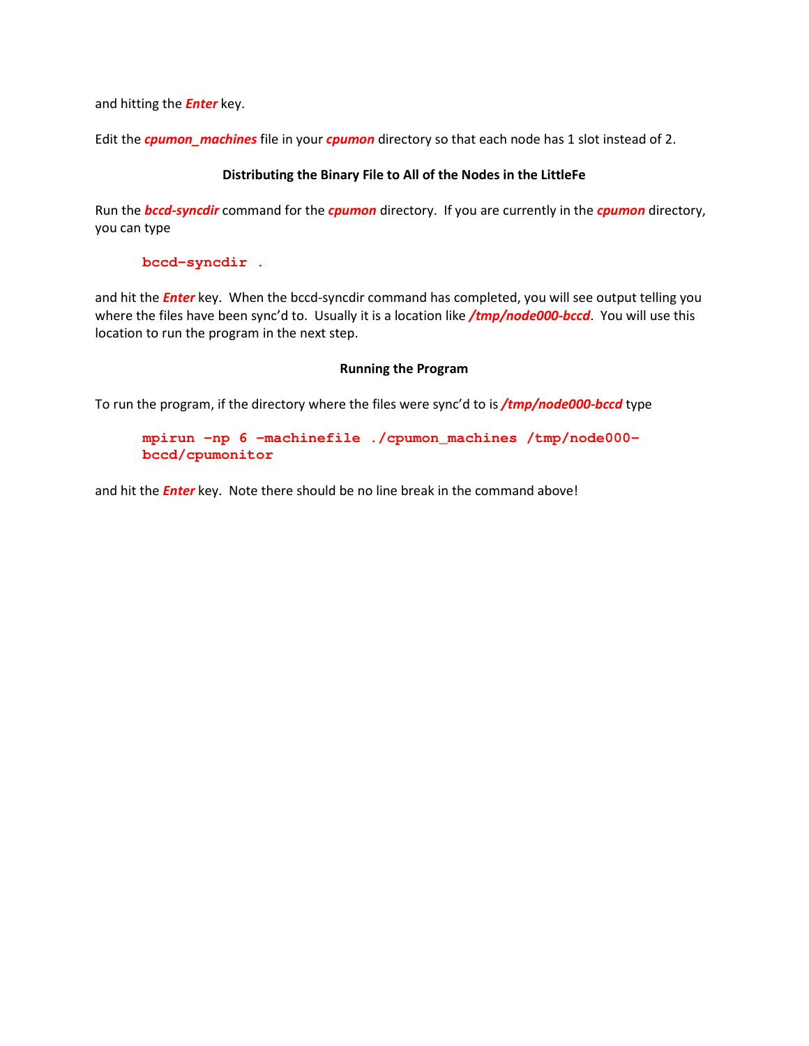and hitting the ***Enter*** key.

Edit the ***cpumon_machines*** file in your ***cpumon*** directory so that each node has 1 slot instead of 2.

**Distributing the Binary File to All of the Nodes in the LittleFe**

Run the ***bccd-syncdir*** command for the ***cpumon*** directory. If you are currently in the ***cpumon*** directory, you can type

```
bccd-syncdir .
```

and hit the ***Enter*** key. When the bccd-syncdir command has completed, you will see output telling you where the files have been sync'd to. Usually it is a location like ***/tmp/node000-bccd***. You will use this location to run the program in the next step.

**Running the Program**

To run the program, if the directory where the files were sync'd to is ***/tmp/node000-bccd*** type

```
mpirun -np 6 -machinefile ./cpumon_machines /tmp/node000-
bccd/cpumonitor
```

and hit the ***Enter*** key. Note there should be no line break in the command above!